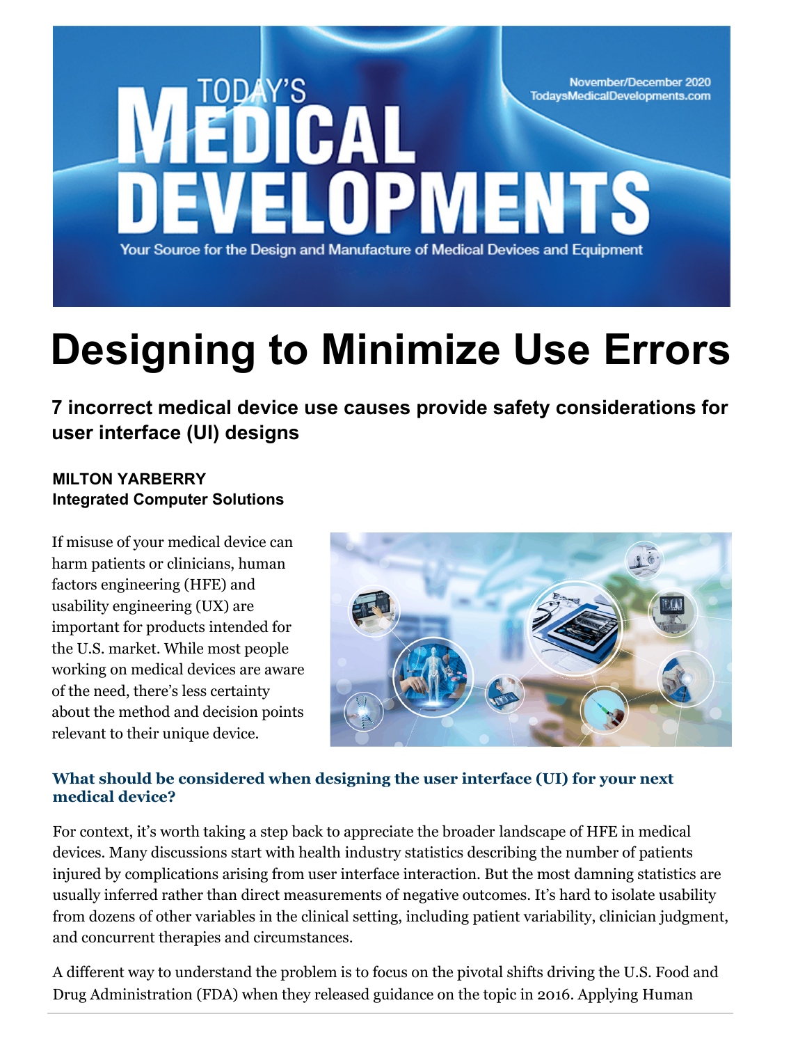# Designing to Minimize Use Errors

## 7 incorrect medical device use causes provide safety considerations for user interface (UI) designs

**MILTON YARBERRY**
**Integrated Computer Solutions**

If misuse of your medical device can harm patients or clinicians, human factors engineering (HFE) and usability engineering (UX) are important for products intended for the U.S. market. While most people working on medical devices are aware of the need, there's less certainty about the method and decision points relevant to their unique device.

### What should be considered when designing the user interface (UI) for your next medical device?

For context, it's worth taking a step back to appreciate the broader landscape of HFE in medical devices. Many discussions start with health industry statistics describing the number of patients injured by complications arising from user interface interaction. But the most damning statistics are usually inferred rather than direct measurements of negative outcomes. It's hard to isolate usability from dozens of other variables in the clinical setting, including patient variability, clinician judgment, and concurrent therapies and circumstances.

A different way to understand the problem is to focus on the pivotal shifts driving the U.S. Food and Drug Administration (FDA) when they released guidance on the topic in 2016. Applying Human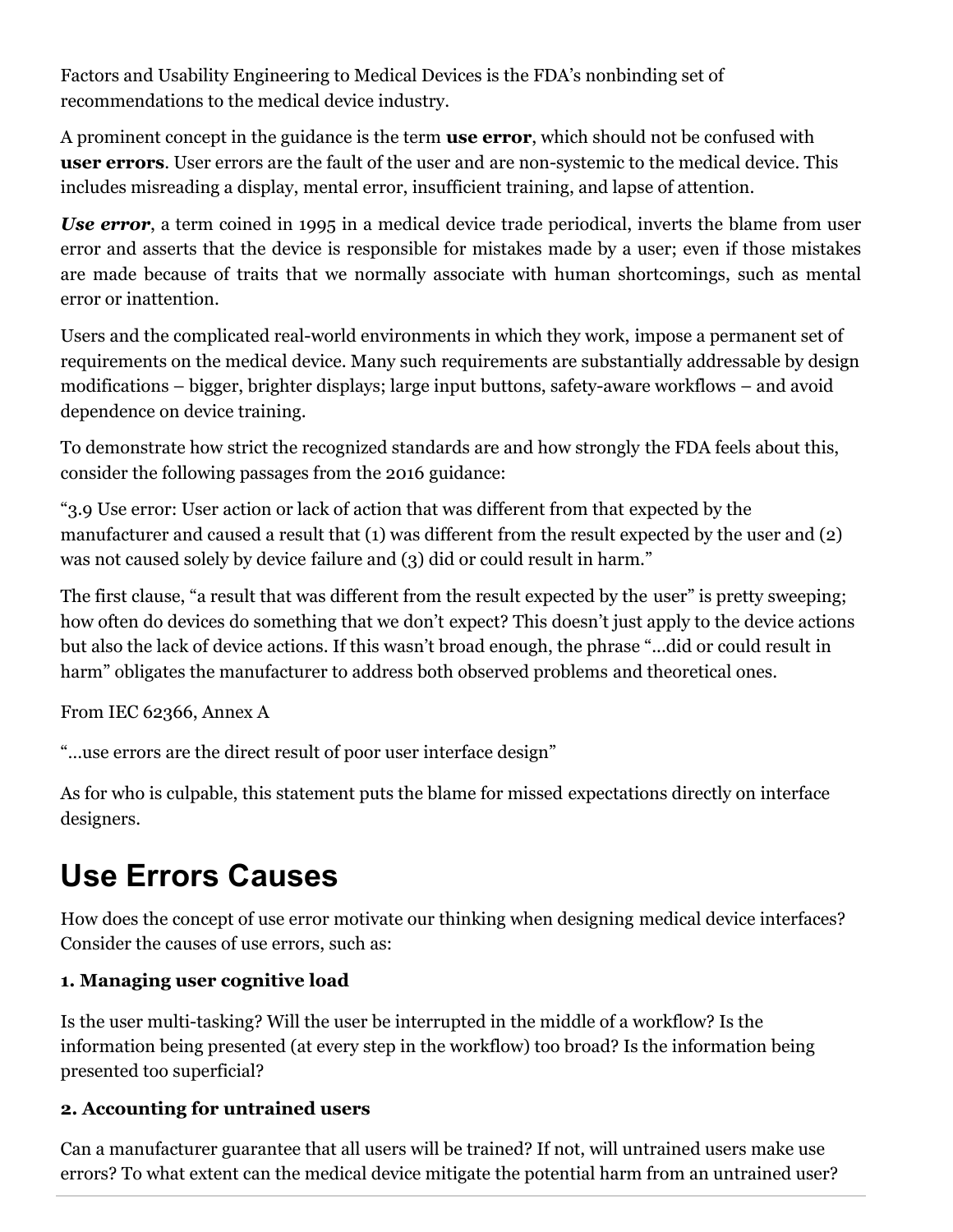Factors and Usability Engineering to Medical Devices is the FDA's nonbinding set of recommendations to the medical device industry.

A prominent concept in the guidance is the term **use error**, which should not be confused with **user errors**. User errors are the fault of the user and are non-systemic to the medical device. This includes misreading a display, mental error, insufficient training, and lapse of attention.

***Use error***, a term coined in 1995 in a medical device trade periodical, inverts the blame from user error and asserts that the device is responsible for mistakes made by a user; even if those mistakes are made because of traits that we normally associate with human shortcomings, such as mental error or inattention.

Users and the complicated real-world environments in which they work, impose a permanent set of requirements on the medical device. Many such requirements are substantially addressable by design modifications – bigger, brighter displays; large input buttons, safety-aware workflows – and avoid dependence on device training.

To demonstrate how strict the recognized standards are and how strongly the FDA feels about this, consider the following passages from the 2016 guidance:

"3.9 Use error: User action or lack of action that was different from that expected by the manufacturer and caused a result that (1) was different from the result expected by the user and (2) was not caused solely by device failure and (3) did or could result in harm."

The first clause, "a result that was different from the result expected by the user" is pretty sweeping; how often do devices do something that we don't expect? This doesn't just apply to the device actions but also the lack of device actions. If this wasn't broad enough, the phrase "…did or could result in harm" obligates the manufacturer to address both observed problems and theoretical ones.

From IEC 62366, Annex A

"…use errors are the direct result of poor user interface design"

As for who is culpable, this statement puts the blame for missed expectations directly on interface designers.

## Use Errors Causes

How does the concept of use error motivate our thinking when designing medical device interfaces? Consider the causes of use errors, such as:

### 1. Managing user cognitive load

Is the user multi-tasking? Will the user be interrupted in the middle of a workflow? Is the information being presented (at every step in the workflow) too broad? Is the information being presented too superficial?

### 2. Accounting for untrained users

Can a manufacturer guarantee that all users will be trained? If not, will untrained users make use errors? To what extent can the medical device mitigate the potential harm from an untrained user?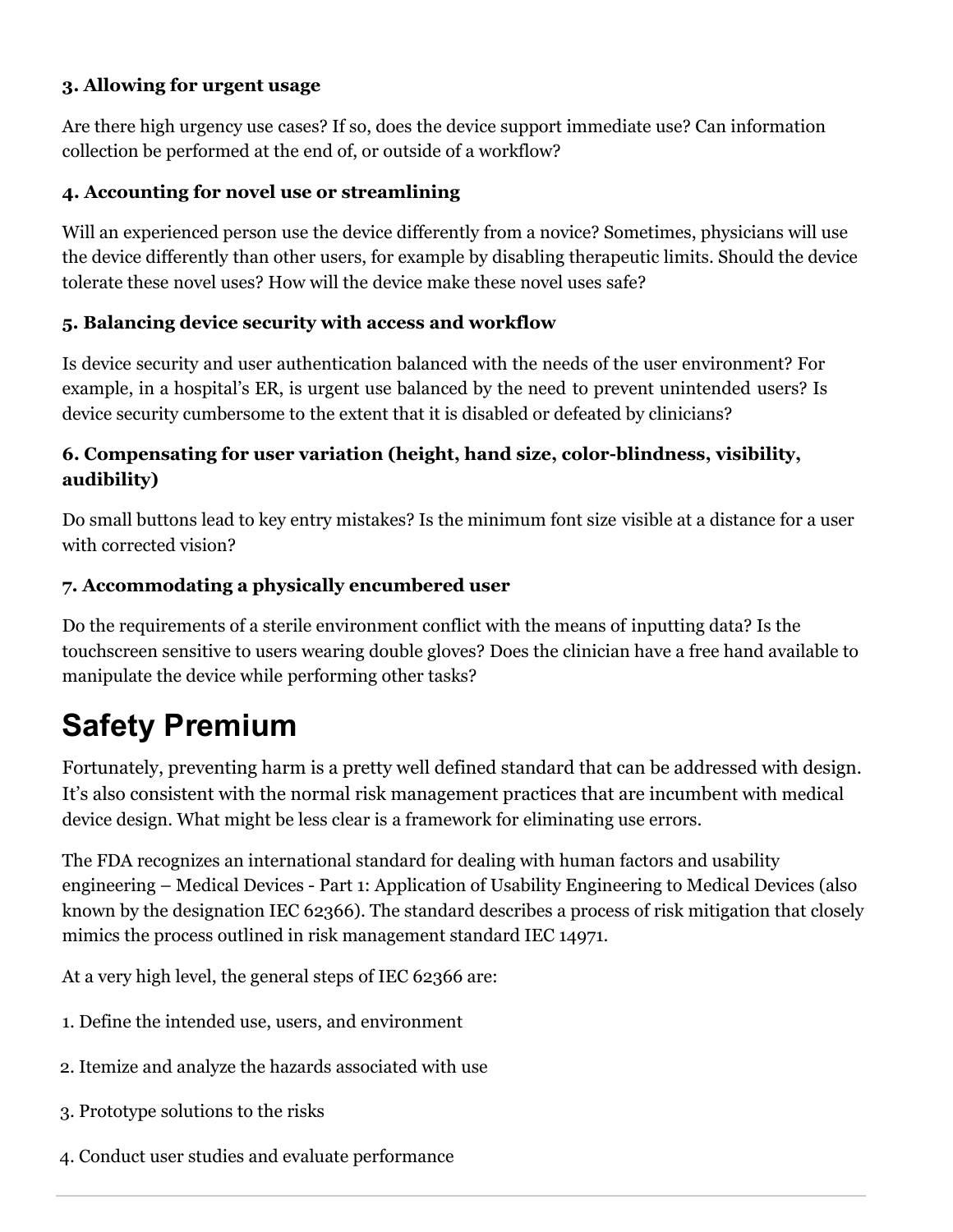#### 3. Allowing for urgent usage

Are there high urgency use cases? If so, does the device support immediate use? Can information collection be performed at the end of, or outside of a workflow?

#### 4. Accounting for novel use or streamlining

Will an experienced person use the device differently from a novice? Sometimes, physicians will use the device differently than other users, for example by disabling therapeutic limits. Should the device tolerate these novel uses? How will the device make these novel uses safe?

#### 5. Balancing device security with access and workflow

Is device security and user authentication balanced with the needs of the user environment? For example, in a hospital's ER, is urgent use balanced by the need to prevent unintended users? Is device security cumbersome to the extent that it is disabled or defeated by clinicians?

#### 6. Compensating for user variation (height, hand size, color-blindness, visibility, audibility)

Do small buttons lead to key entry mistakes? Is the minimum font size visible at a distance for a user with corrected vision?

#### 7. Accommodating a physically encumbered user

Do the requirements of a sterile environment conflict with the means of inputting data? Is the touchscreen sensitive to users wearing double gloves? Does the clinician have a free hand available to manipulate the device while performing other tasks?

## Safety Premium

Fortunately, preventing harm is a pretty well defined standard that can be addressed with design. It's also consistent with the normal risk management practices that are incumbent with medical device design. What might be less clear is a framework for eliminating use errors.

The FDA recognizes an international standard for dealing with human factors and usability engineering – Medical Devices - Part 1: Application of Usability Engineering to Medical Devices (also known by the designation IEC 62366). The standard describes a process of risk mitigation that closely mimics the process outlined in risk management standard IEC 14971.

At a very high level, the general steps of IEC 62366 are:

1. Define the intended use, users, and environment
2. Itemize and analyze the hazards associated with use
3. Prototype solutions to the risks
4. Conduct user studies and evaluate performance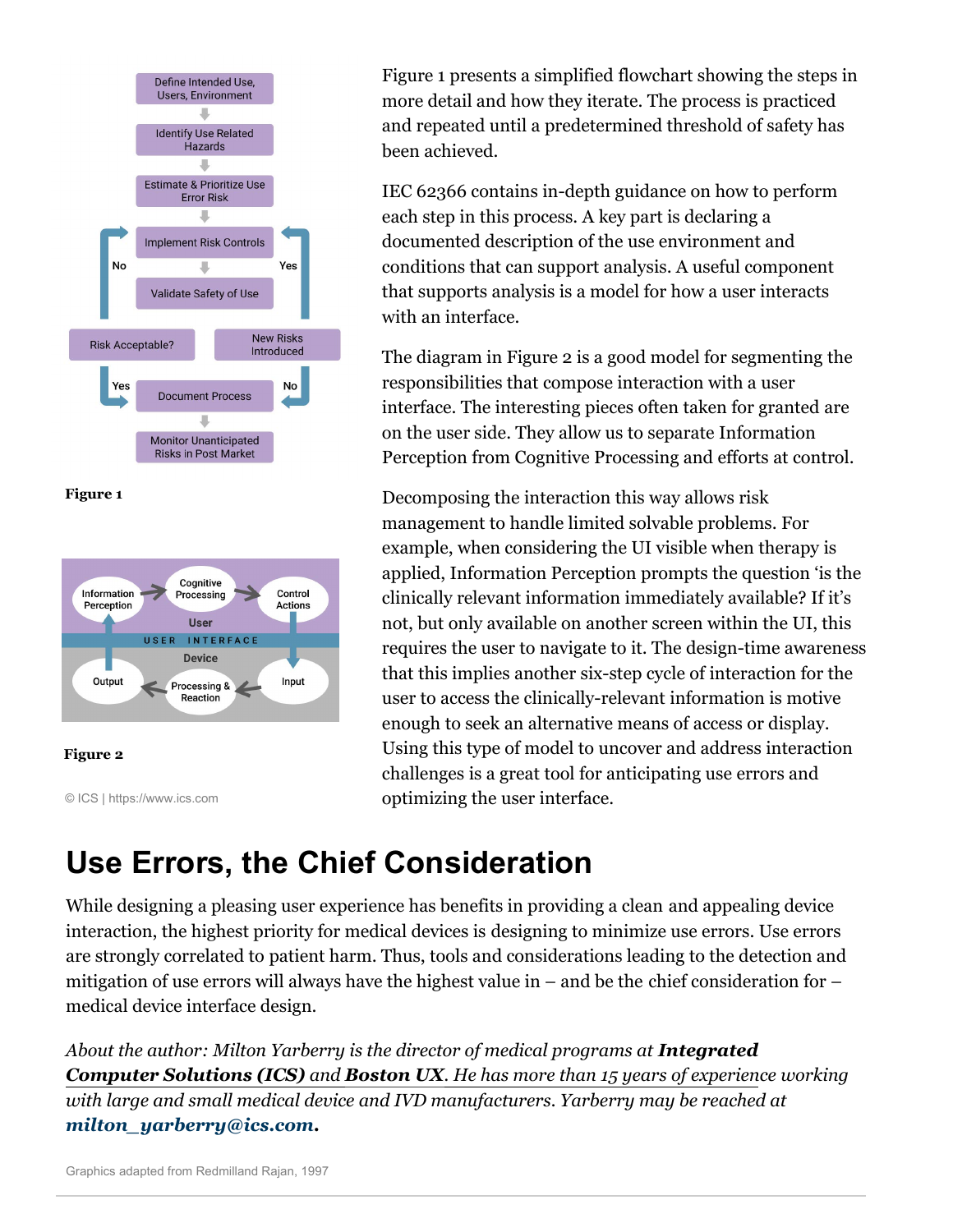Define Intended Use, Users, Environment
Identify Use Related Hazards
Estimate & Prioritize Use Error Risk
Implement Risk Controls
Validate Safety of Use
No
Yes
Risk Acceptable?
New Risks Introduced
Yes
No
Document Process
Monitor Unanticipated Risks in Post Market

**Figure 1**

Information Perception
Cognitive Processing
Control Actions
User
USER INTERFACE
Device
Output
Processing & Reaction
Input

**Figure 2**

© ICS | https://www.ics.com

Figure 1 presents a simplified flowchart showing the steps in more detail and how they iterate. The process is practiced and repeated until a predetermined threshold of safety has been achieved.

IEC 62366 contains in-depth guidance on how to perform each step in this process. A key part is declaring a documented description of the use environment and conditions that can support analysis. A useful component that supports analysis is a model for how a user interacts with an interface.

The diagram in Figure 2 is a good model for segmenting the responsibilities that compose interaction with a user interface. The interesting pieces often taken for granted are on the user side. They allow us to separate Information Perception from Cognitive Processing and efforts at control.

Decomposing the interaction this way allows risk management to handle limited solvable problems. For example, when considering the UI visible when therapy is applied, Information Perception prompts the question 'is the clinically relevant information immediately available? If it's not, but only available on another screen within the UI, this requires the user to navigate to it. The design-time awareness that this implies another six-step cycle of interaction for the user to access the clinically-relevant information is motive enough to seek an alternative means of access or display. Using this type of model to uncover and address interaction challenges is a great tool for anticipating use errors and optimizing the user interface.

## Use Errors, the Chief Consideration

While designing a pleasing user experience has benefits in providing a clean and appealing device interaction, the highest priority for medical devices is designing to minimize use errors. Use errors are strongly correlated to patient harm. Thus, tools and considerations leading to the detection and mitigation of use errors will always have the highest value in – and be the chief consideration for – medical device interface design.

*About the author: Milton Yarberry is the director of medical programs at **Integrated Computer Solutions (ICS)** and **Boston UX**. He has more than 15 years of experience working with large and small medical device and IVD manufacturers. Yarberry may be reached at **milton_yarberry@ics.com**.*

Graphics adapted from Redmilland Rajan, 1997